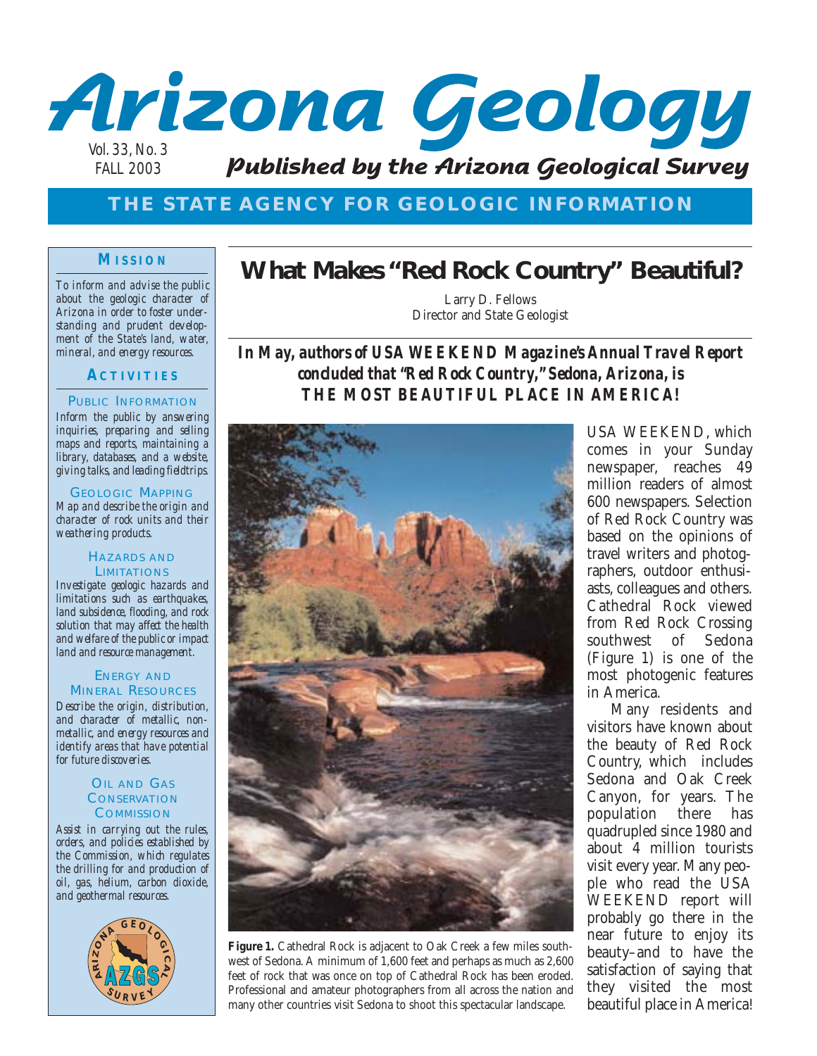# Arizona Geology

Vol. 33, No. 3
FALL 2003

*Published by the Arizona Geological Survey*

**THE STATE AGENCY FOR GEOLOGIC INFORMATION**

## What Makes "Red Rock Country" Beautiful?

Larry D. Fellows
Director and State Geologist

***In May, authors of USA WEEKEND Magazine's Annual Travel Report concluded that "Red Rock Country," Sedona, Arizona, is THE MOST BEAUTIFUL PLACE IN AMERICA!***

USA WEEKEND, which comes in your Sunday newspaper, reaches 49 million readers of almost 600 newspapers. Selection of Red Rock Country was based on the opinions of travel writers and photographers, outdoor enthusiasts, colleagues and others. Cathedral Rock viewed from Red Rock Crossing southwest of Sedona (Figure 1) is one of the most photogenic features in America.

Many residents and visitors have known about the beauty of Red Rock Country, which includes Sedona and Oak Creek Canyon, for years. The population there has quadrupled since 1980 and about 4 million tourists visit every year. Many people who read the USA WEEKEND report will probably go there in the near future to enjoy its beauty–and to have the satisfaction of saying that they visited the most beautiful place in America!

**Figure 1.** Cathedral Rock is adjacent to Oak Creek a few miles southwest of Sedona. A minimum of 1,600 feet and perhaps as much as 2,600 feet of rock that was once on top of Cathedral Rock has been eroded. Professional and amateur photographers from all across the nation and many other countries visit Sedona to shoot this spectacular landscape.

### MISSION

*To inform and advise the public about the geologic character of Arizona in order to foster understanding and prudent development of the State's land, water, mineral, and energy resources.*

### ACTIVITIES

**PUBLIC INFORMATION**
*Inform the public by answering inquiries, preparing and selling maps and reports, maintaining a library, databases, and a website, giving talks, and leading fieldtrips.*

**GEOLOGIC MAPPING**
*Map and describe the origin and character of rock units and their weathering products.*

**HAZARDS AND LIMITATIONS**
*Investigate geologic hazards and limitations such as earthquakes, land subsidence, flooding, and rock solution that may affect the health and welfare of the public or impact land and resource management.*

**ENERGY AND MINERAL RESOURCES**
*Describe the origin, distribution, and character of metallic, nonmetallic, and energy resources and identify areas that have potential for future discoveries.*

**OIL AND GAS CONSERVATION COMMISSION**
*Assist in carrying out the rules, orders, and policies established by the Commission, which regulates the drilling for and production of oil, gas, helium, carbon dioxide, and geothermal resources.*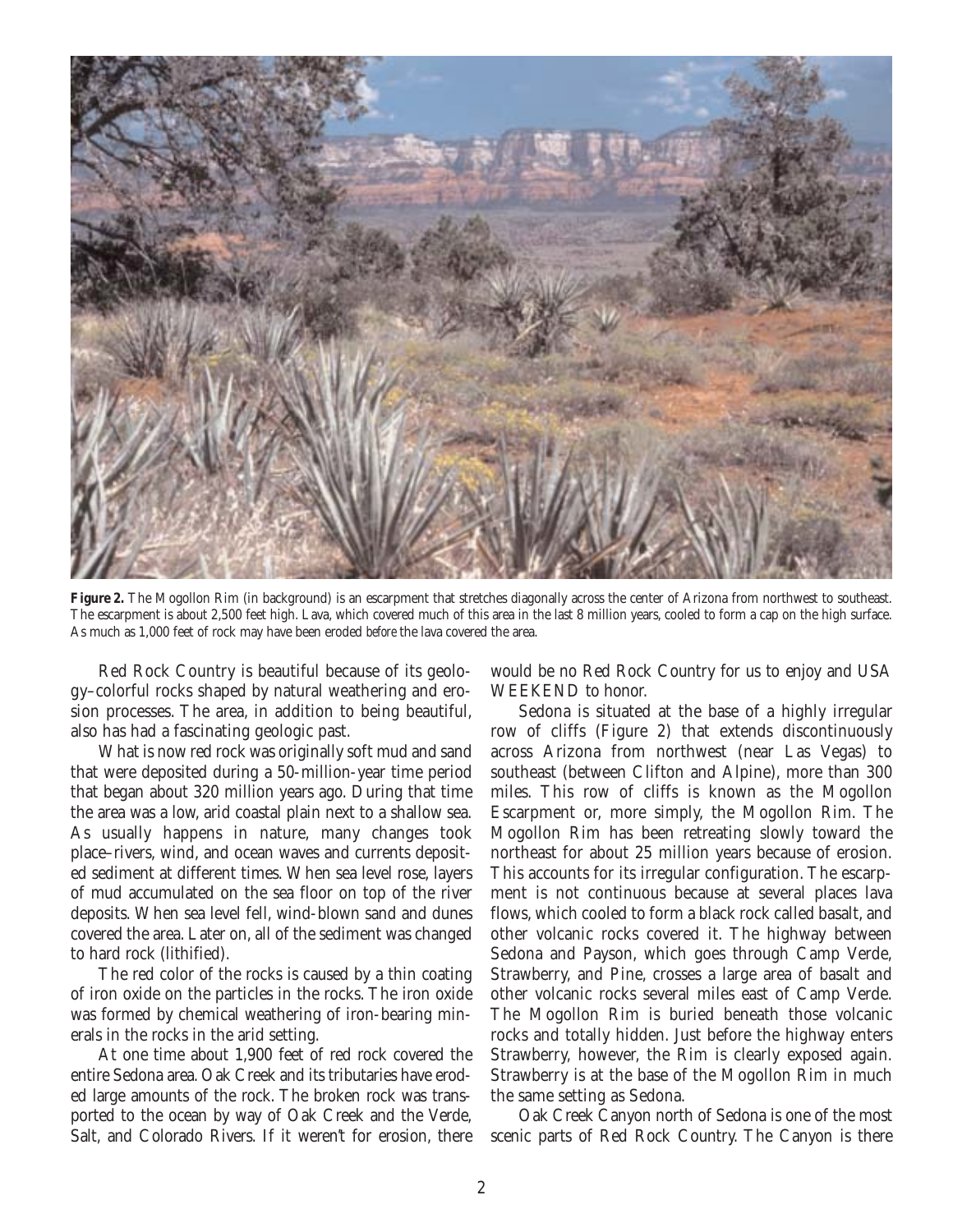**Figure 2.** The Mogollon Rim (in background) is an escarpment that stretches diagonally across the center of Arizona from northwest to southeast. The escarpment is about 2,500 feet high. Lava, which covered much of this area in the last 8 million years, cooled to form a cap on the high surface. As much as 1,000 feet of rock may have been eroded *before* the lava covered the area.

Red Rock Country is beautiful because of its geology–colorful rocks shaped by natural weathering and erosion processes. The area, in addition to being beautiful, also has had a fascinating geologic past.

What is now red rock was originally soft mud and sand that were deposited during a 50-million-year time period that began about 320 million years ago. During that time the area was a low, arid coastal plain next to a shallow sea. As usually happens in nature, many changes took place–rivers, wind, and ocean waves and currents deposited sediment at different times. When sea level rose, layers of mud accumulated on the sea floor on top of the river deposits. When sea level fell, wind-blown sand and dunes covered the area. Later on, all of the sediment was changed to hard rock (lithified).

The red color of the rocks is caused by a thin coating of iron oxide on the particles in the rocks. The iron oxide was formed by chemical weathering of iron-bearing minerals in the rocks in the arid setting.

At one time about 1,900 feet of red rock covered the entire Sedona area. Oak Creek and its tributaries have eroded large amounts of the rock. The broken rock was transported to the ocean by way of Oak Creek and the Verde, Salt, and Colorado Rivers. If it weren't for erosion, there would be no Red Rock Country for us to enjoy and USA WEEKEND to honor.

Sedona is situated at the base of a highly irregular row of cliffs (Figure 2) that extends discontinuously across Arizona from northwest (near Las Vegas) to southeast (between Clifton and Alpine), more than 300 miles. This row of cliffs is known as the Mogollon Escarpment or, more simply, the Mogollon Rim. The Mogollon Rim has been retreating slowly toward the northeast for about 25 million years because of erosion. This accounts for its irregular configuration. The escarpment is not continuous because at several places lava flows, which cooled to form a black rock called basalt, and other volcanic rocks covered it. The highway between Sedona and Payson, which goes through Camp Verde, Strawberry, and Pine, crosses a large area of basalt and other volcanic rocks several miles east of Camp Verde. The Mogollon Rim is buried beneath those volcanic rocks and totally hidden. Just before the highway enters Strawberry, however, the Rim is clearly exposed again. Strawberry is at the base of the Mogollon Rim in much the same setting as Sedona.

Oak Creek Canyon north of Sedona is one of the most scenic parts of Red Rock Country. The Canyon is there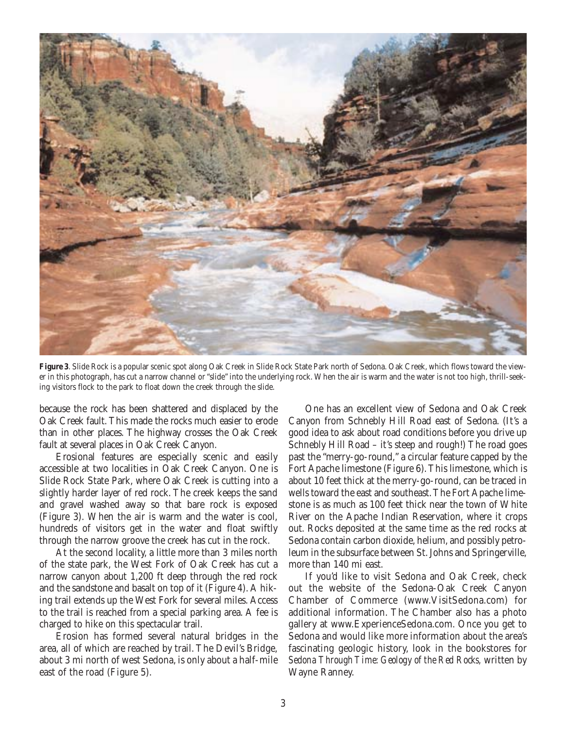**Figure 3**. Slide Rock is a popular scenic spot along Oak Creek in Slide Rock State Park north of Sedona. Oak Creek, which flows toward the viewer in this photograph, has cut a narrow channel or "slide" into the underlying rock. When the air is warm and the water is not too high, thrill-seeking visitors flock to the park to float down the creek through the slide.

because the rock has been shattered and displaced by the Oak Creek fault. This made the rocks much easier to erode than in other places. The highway crosses the Oak Creek fault at several places in Oak Creek Canyon.

Erosional features are especially scenic and easily accessible at two localities in Oak Creek Canyon. One is Slide Rock State Park, where Oak Creek is cutting into a slightly harder layer of red rock. The creek keeps the sand and gravel washed away so that bare rock is exposed (Figure 3). When the air is warm and the water is cool, hundreds of visitors get in the water and float swiftly through the narrow groove the creek has cut in the rock.

At the second locality, a little more than 3 miles north of the state park, the West Fork of Oak Creek has cut a narrow canyon about 1,200 ft deep through the red rock and the sandstone and basalt on top of it (Figure 4). A hiking trail extends up the West Fork for several miles. Access to the trail is reached from a special parking area. A fee is charged to hike on this spectacular trail.

Erosion has formed several natural bridges in the area, all of which are reached by trail. The Devil's Bridge, about 3 mi north of west Sedona, is only about a half-mile east of the road (Figure 5).

One has an excellent view of Sedona and Oak Creek Canyon from Schnebly Hill Road east of Sedona. (It's a good idea to ask about road conditions before you drive up Schnebly Hill Road – it's steep and rough!) The road goes past the "merry-go-round," a circular feature capped by the Fort Apache limestone (Figure 6). This limestone, which is about 10 feet thick at the merry-go-round, can be traced in wells toward the east and southeast. The Fort Apache limestone is as much as 100 feet thick near the town of White River on the Apache Indian Reservation, where it crops out. Rocks deposited at the same time as the red rocks at Sedona contain carbon dioxide, helium, and possibly petroleum in the subsurface between St. Johns and Springerville, more than 140 mi east.

If you'd like to visit Sedona and Oak Creek, check out the website of the Sedona-Oak Creek Canyon Chamber of Commerce (www.VisitSedona.com) for additional information. The Chamber also has a photo gallery at www.ExperienceSedona.com. Once you get to Sedona and would like more information about the area's fascinating geologic history, look in the bookstores for *Sedona Through Time: Geology of the Red Rocks,* written by Wayne Ranney.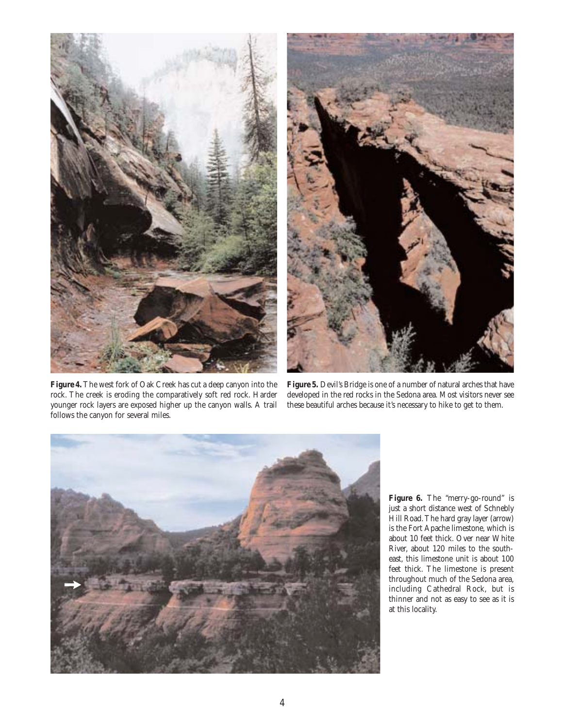**Figure 4.** The west fork of Oak Creek has cut a deep canyon into the rock. The creek is eroding the comparatively soft red rock. Harder younger rock layers are exposed higher up the canyon walls. A trail follows the canyon for several miles.

**Figure 5.** Devil's Bridge is one of a number of natural arches that have developed in the red rocks in the Sedona area. Most visitors never see these beautiful arches because it's necessary to hike to get to them.

**Figure 6.** The "merry-go-round" is just a short distance west of Schnebly Hill Road. The hard gray layer (arrow) is the Fort Apache limestone, which is about 10 feet thick. Over near White River, about 120 miles to the southeast, this limestone unit is about 100 feet thick. The limestone is present throughout much of the Sedona area, including Cathedral Rock, but is thinner and not as easy to see as it is at this locality.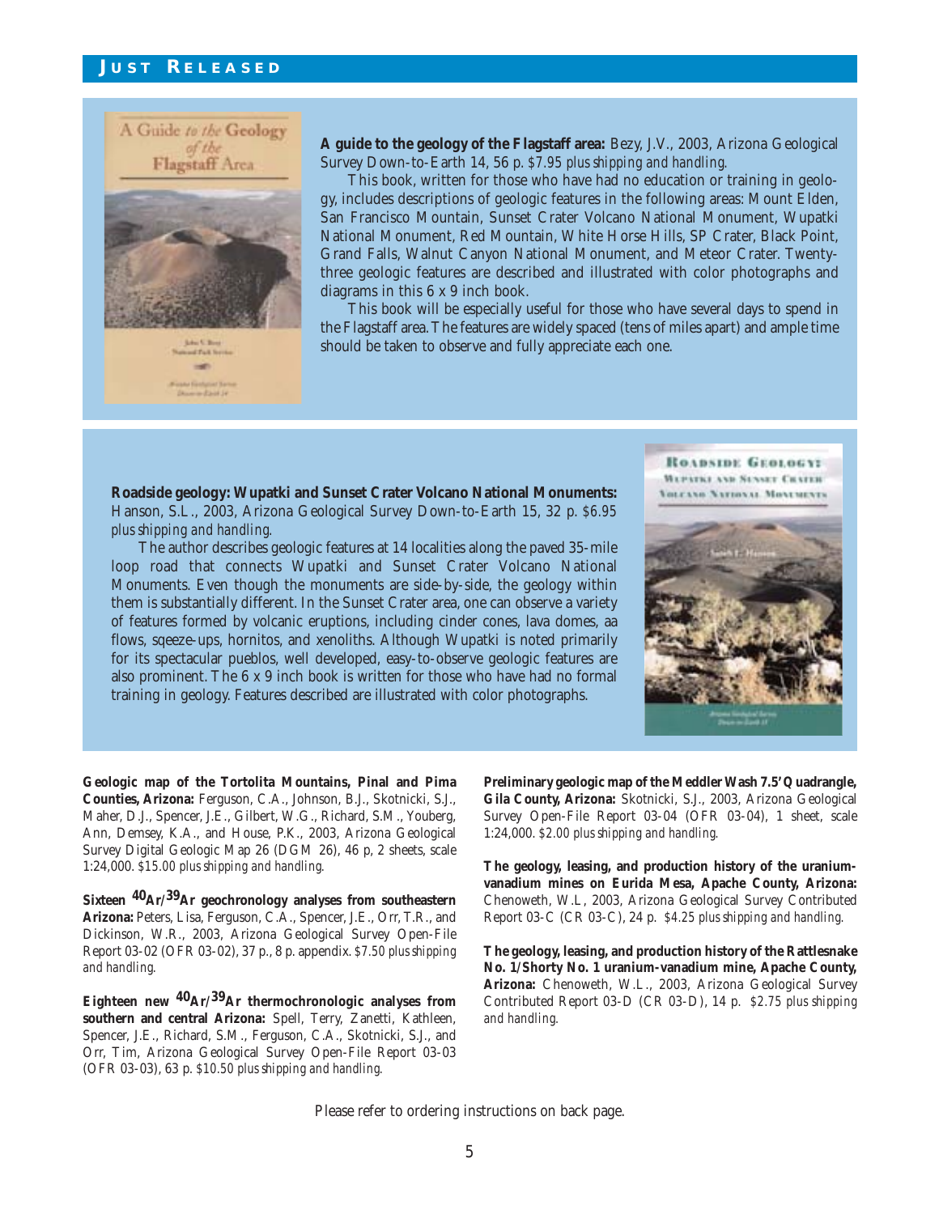## Just Released

**A guide to the geology of the Flagstaff area:** Bezy, J.V., 2003, Arizona Geological Survey Down-to-Earth 14, 56 p. *$7.95 plus shipping and handling.*

This book, written for those who have had no education or training in geology, includes descriptions of geologic features in the following areas: Mount Elden, San Francisco Mountain, Sunset Crater Volcano National Monument, Wupatki National Monument, Red Mountain, White Horse Hills, SP Crater, Black Point, Grand Falls, Walnut Canyon National Monument, and Meteor Crater. Twenty-three geologic features are described and illustrated with color photographs and diagrams in this 6 x 9 inch book.

This book will be especially useful for those who have several days to spend in the Flagstaff area. The features are widely spaced (tens of miles apart) and ample time should be taken to observe and fully appreciate each one.

**Roadside geology: Wupatki and Sunset Crater Volcano National Monuments:** Hanson, S.L., 2003, Arizona Geological Survey Down-to-Earth 15, 32 p. *$6.95 plus shipping and handling.*

The author describes geologic features at 14 localities along the paved 35-mile loop road that connects Wupatki and Sunset Crater Volcano National Monuments. Even though the monuments are side-by-side, the geology within them is substantially different. In the Sunset Crater area, one can observe a variety of features formed by volcanic eruptions, including cinder cones, lava domes, aa flows, sqeeze-ups, hornitos, and xenoliths. Although Wupatki is noted primarily for its spectacular pueblos, well developed, easy-to-observe geologic features are also prominent. The 6 x 9 inch book is written for those who have had no formal training in geology. Features described are illustrated with color photographs.

**Geologic map of the Tortolita Mountains, Pinal and Pima Counties, Arizona:** Ferguson, C.A., Johnson, B.J., Skotnicki, S.J., Maher, D.J., Spencer, J.E., Gilbert, W.G., Richard, S.M., Youberg, Ann, Demsey, K.A., and House, P.K., 2003, Arizona Geological Survey Digital Geologic Map 26 (DGM 26), 46 p, 2 sheets, scale 1:24,000. *$15.00 plus shipping and handling.*

**Sixteen $^{40}Ar/^{39}Ar$ geochronology analyses from southeastern Arizona:** Peters, Lisa, Ferguson, C.A., Spencer, J.E., Orr, T.R., and Dickinson, W.R., 2003, Arizona Geological Survey Open-File Report 03-02 (OFR 03-02), 37 p., 8 p. appendix. *$7.50 plus shipping and handling.*

**Eighteen new $^{40}Ar/^{39}Ar$ thermochronologic analyses from southern and central Arizona:** Spell, Terry, Zanetti, Kathleen, Spencer, J.E., Richard, S.M., Ferguson, C.A., Skotnicki, S.J., and Orr, Tim, Arizona Geological Survey Open-File Report 03-03 (OFR 03-03), 63 p. *$10.50 plus shipping and handling.*

**Preliminary geologic map of the Meddler Wash 7.5' Quadrangle, Gila County, Arizona:** Skotnicki, S.J., 2003, Arizona Geological Survey Open-File Report 03-04 (OFR 03-04), 1 sheet, scale 1:24,000. *$2.00 plus shipping and handling.*

**The geology, leasing, and production history of the uranium-vanadium mines on Eurida Mesa, Apache County, Arizona:** Chenoweth, W.L., 2003, Arizona Geological Survey Contributed Report 03-C (CR 03-C), 24 p. *$4.25 plus shipping and handling.*

**The geology, leasing, and production history of the Rattlesnake No. 1/Shorty No. 1 uranium-vanadium mine, Apache County, Arizona:** Chenoweth, W.L., 2003, Arizona Geological Survey Contributed Report 03-D (CR 03-D), 14 p. *$2.75 plus shipping and handling.*

Please refer to ordering instructions on back page.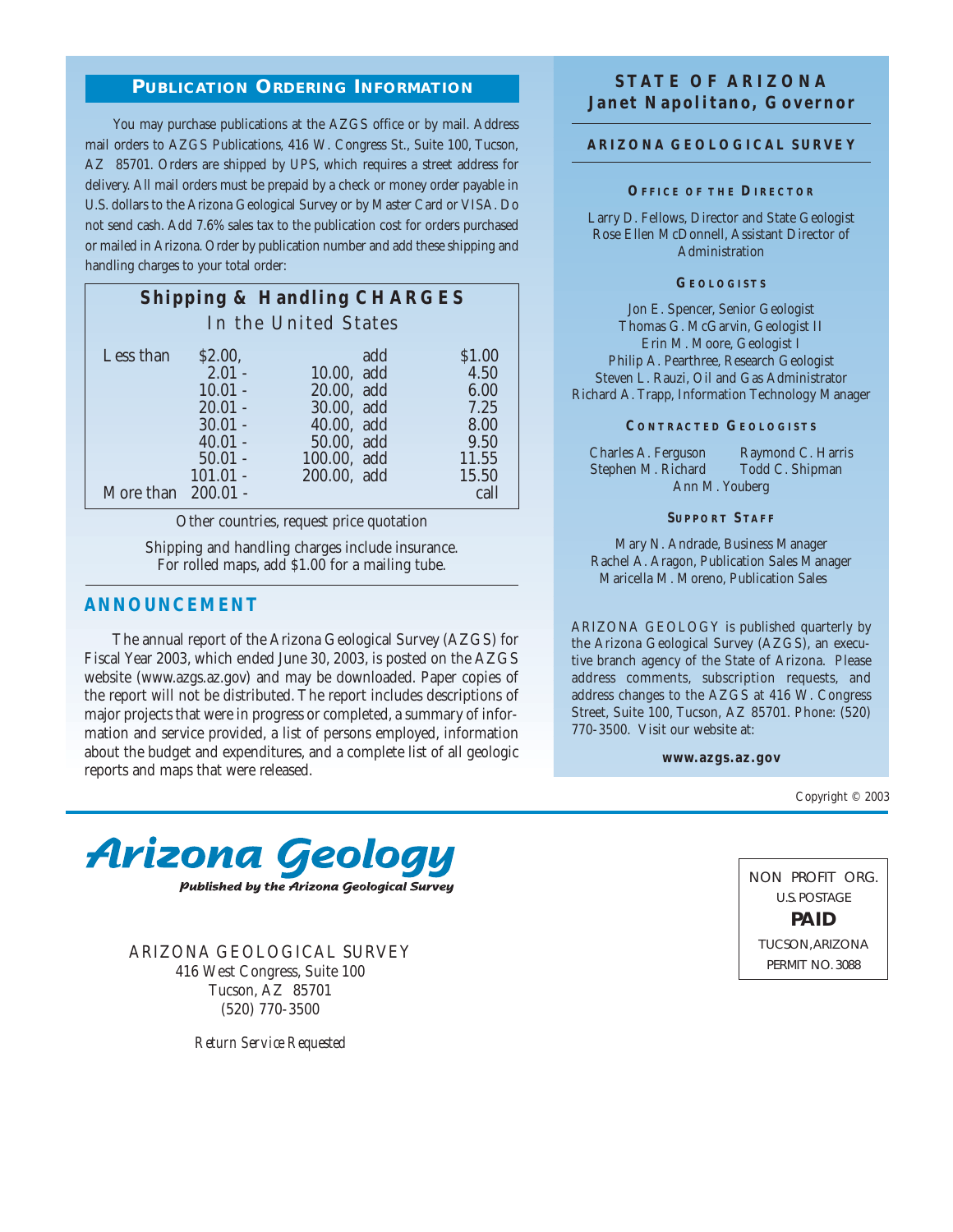## PUBLICATION ORDERING INFORMATION

You may purchase publications at the AZGS office or by mail. Address mail orders to AZGS Publications, 416 W. Congress St., Suite 100, Tucson, AZ 85701. Orders are shipped by UPS, which requires a street address for delivery. All mail orders must be prepaid by a check or money order payable in U.S. dollars to the Arizona Geological Survey or by Master Card or VISA. Do not send cash. Add 7.6% sales tax to the publication cost for orders purchased or mailed in Arizona. Order by publication number and add these shipping and handling charges to your total order:

**Shipping & Handling CHARGES**

In the United States

| | | | | |
|---|---|---|---|---|
| Less than | $2.00, | | add | $1.00 |
| | 2.01 - | 10.00, | add | 4.50 |
| | 10.01 - | 20.00, | add | 6.00 |
| | 20.01 - | 30.00, | add | 7.25 |
| | 30.01 - | 40.00, | add | 8.00 |
| | 40.01 - | 50.00, | add | 9.50 |
| | 50.01 - | 100.00, | add | 11.55 |
| | 101.01 - | 200.00, | add | 15.50 |
| More than | 200.01 - | | | call |

Other countries, request price quotation

Shipping and handling charges include insurance.
For rolled maps, add $1.00 for a mailing tube.

## ANNOUNCEMENT

The annual report of the Arizona Geological Survey (AZGS) for Fiscal Year 2003, which ended June 30, 2003, is posted on the AZGS website (www.azgs.az.gov) and may be downloaded. Paper copies of the report will not be distributed. The report includes descriptions of major projects that were in progress or completed, a summary of information and service provided, a list of persons employed, information about the budget and expenditures, and a complete list of all geologic reports and maps that were released.

**STATE OF ARIZONA**
**Janet Napolitano, Governor**

**ARIZONA GEOLOGICAL SURVEY**

**OFFICE OF THE DIRECTOR**

Larry D. Fellows, Director and State Geologist
Rose Ellen McDonnell, Assistant Director of Administration

**GEOLOGISTS**

Jon E. Spencer, Senior Geologist
Thomas G. McGarvin, Geologist II
Erin M. Moore, Geologist I
Philip A. Pearthree, Research Geologist
Steven L. Rauzi, Oil and Gas Administrator
Richard A. Trapp, Information Technology Manager

**CONTRACTED GEOLOGISTS**

Charles A. Ferguson
Raymond C. Harris
Stephen M. Richard
Todd C. Shipman
Ann M. Youberg

**SUPPORT STAFF**

Mary N. Andrade, Business Manager
Rachel A. Aragon, Publication Sales Manager
Maricella M. Moreno, Publication Sales

ARIZONA GEOLOGY is published quarterly by the Arizona Geological Survey (AZGS), an executive branch agency of the State of Arizona. Please address comments, subscription requests, and address changes to the AZGS at 416 W. Congress Street, Suite 100, Tucson, AZ 85701. Phone: (520) 770-3500. Visit our website at:

**www.azgs.az.gov**

Copyright © 2003

**Arizona Geology**
*Published by the Arizona Geological Survey*

ARIZONA GEOLOGICAL SURVEY
416 West Congress, Suite 100
Tucson, AZ 85701
(520) 770-3500

*Return Service Requested*

NON PROFIT ORG.
U.S. POSTAGE
**PAID**
TUCSON, ARIZONA
PERMIT NO. 3088